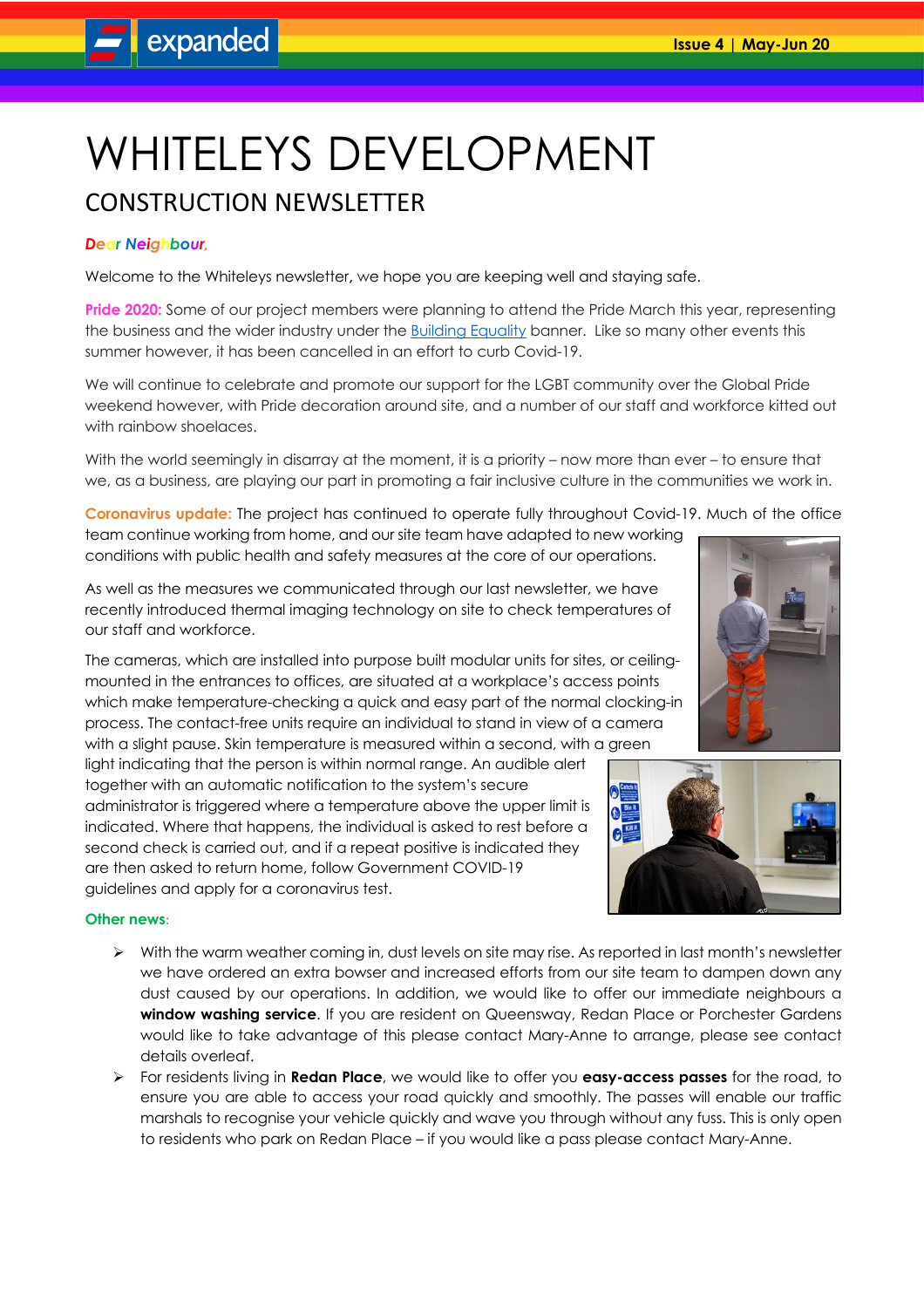expanded

# WHITELEYS DEVELOPMENT

## CONSTRUCTION NEWSLETTER

***Dear Neighbour,***

Welcome to the Whiteleys newsletter, we hope you are keeping well and staying safe.

**Pride 2020:** Some of our project members were planning to attend the Pride March this year, representing the business and the wider industry under the Building Equality banner. Like so many other events this summer however, it has been cancelled in an effort to curb Covid-19.

We will continue to celebrate and promote our support for the LGBT community over the Global Pride weekend however, with Pride decoration around site, and a number of our staff and workforce kitted out with rainbow shoelaces.

With the world seemingly in disarray at the moment, it is a priority – now more than ever – to ensure that we, as a business, are playing our part in promoting a fair inclusive culture in the communities we work in.

**Coronavirus update:** The project has continued to operate fully throughout Covid-19. Much of the office team continue working from home, and our site team have adapted to new working conditions with public health and safety measures at the core of our operations.

As well as the measures we communicated through our last newsletter, we have recently introduced thermal imaging technology on site to check temperatures of our staff and workforce.

The cameras, which are installed into purpose built modular units for sites, or ceiling-mounted in the entrances to offices, are situated at a workplace's access points which make temperature-checking a quick and easy part of the normal clocking-in process. The contact-free units require an individual to stand in view of a camera with a slight pause. Skin temperature is measured within a second, with a green light indicating that the person is within normal range. An audible alert together with an automatic notification to the system's secure administrator is triggered where a temperature above the upper limit is indicated. Where that happens, the individual is asked to rest before a second check is carried out, and if a repeat positive is indicated they are then asked to return home, follow Government COVID-19 guidelines and apply for a coronavirus test.

**Other news:**

- With the warm weather coming in, dust levels on site may rise. As reported in last month's newsletter we have ordered an extra bowser and increased efforts from our site team to dampen down any dust caused by our operations. In addition, we would like to offer our immediate neighbours a **window washing service**. If you are resident on Queensway, Redan Place or Porchester Gardens would like to take advantage of this please contact Mary-Anne to arrange, please see contact details overleaf.
- For residents living in **Redan Place**, we would like to offer you **easy-access passes** for the road, to ensure you are able to access your road quickly and smoothly. The passes will enable our traffic marshals to recognise your vehicle quickly and wave you through without any fuss. This is only open to residents who park on Redan Place – if you would like a pass please contact Mary-Anne.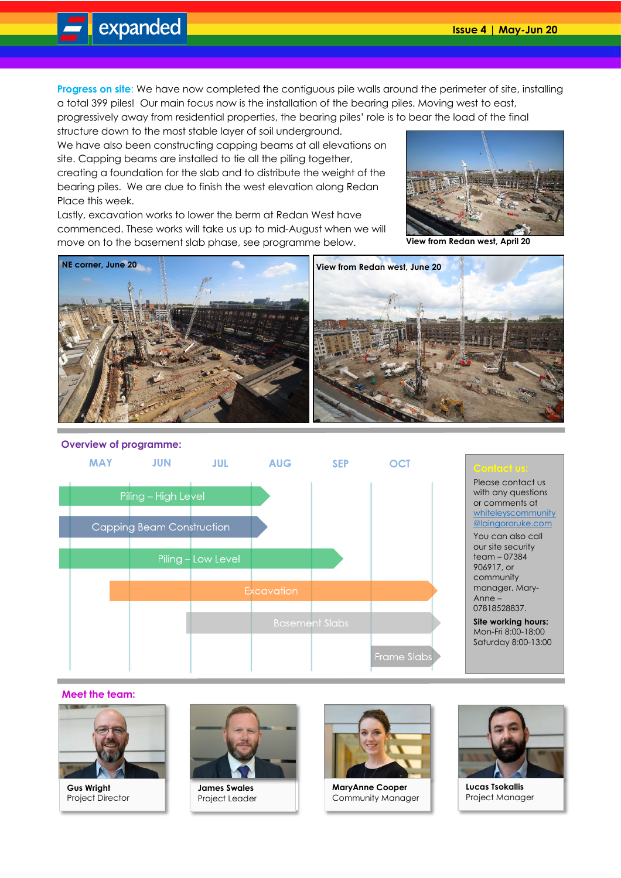expanded

Issue 4 | May-Jun 20

**Progress on site:** We have now completed the contiguous pile walls around the perimeter of site, installing a total 399 piles! Our main focus now is the installation of the bearing piles. Moving west to east, progressively away from residential properties, the bearing piles' role is to bear the load of the final structure down to the most stable layer of soil underground.

We have also been constructing capping beams at all elevations on site. Capping beams are installed to tie all the piling together, creating a foundation for the slab and to distribute the weight of the bearing piles. We are due to finish the west elevation along Redan Place this week.

Lastly, excavation works to lower the berm at Redan West have commenced. These works will take us up to mid-August when we will move on to the basement slab phase, see programme below.

View from Redan west, April 20

NE corner, June 20

View from Redan west, June 20

## Overview of programme:

MAY
JUN
JUL
AUG
SEP
OCT

Piling – High Level
Capping Beam Construction
Piling – Low Level
Excavation
Basement Slabs
Frame Slabs

**Contact us:**

Please contact us with any questions or comments at whiteleyscommunity@laingororuke.com

You can also call our site security team – 07384 906917, or community manager, Mary-Anne – 07818528837.

**Site working hours:**
Mon-Fri 8:00-18:00
Saturday 8:00-13:00

## Meet the team:

**Gus Wright**
Project Director

**James Swales**
Project Leader

**MaryAnne Cooper**
Community Manager

**Lucas Tsokallis**
Project Manager